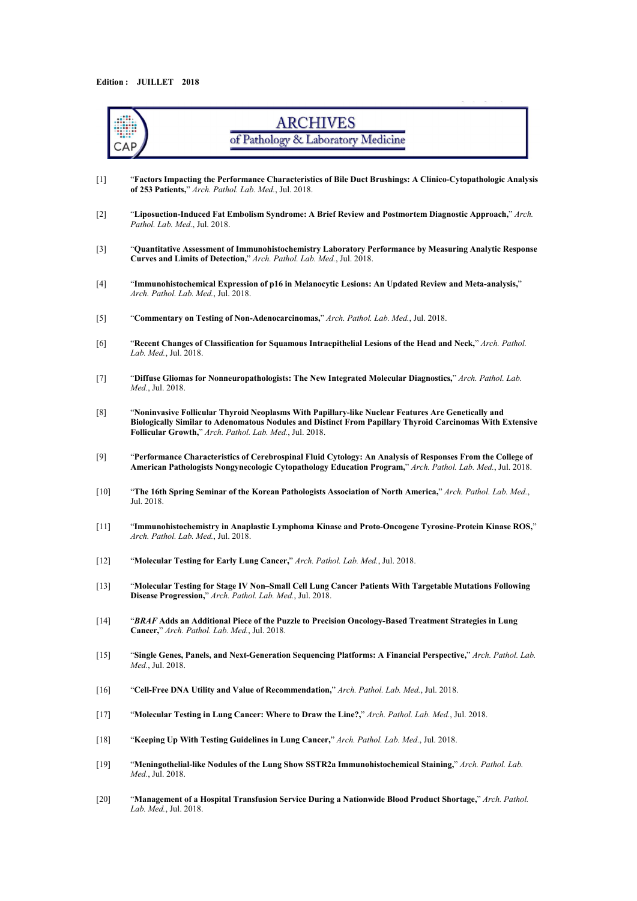**Edition : JUILLET 2018**

ARCHIVES of Pathology & Laboratory Medicine

[1] "**Factors Impacting the Performance Characteristics of Bile Duct Brushings: A Clinico-Cytopathologic Analysis of 253 Patients,**" *Arch. Pathol. Lab. Med.*, Jul. 2018.

[2] "**Liposuction-Induced Fat Embolism Syndrome: A Brief Review and Postmortem Diagnostic Approach,**" *Arch. Pathol. Lab. Med.*, Jul. 2018.

[3] "**Quantitative Assessment of Immunohistochemistry Laboratory Performance by Measuring Analytic Response Curves and Limits of Detection,**" *Arch. Pathol. Lab. Med.*, Jul. 2018.

[4] "**Immunohistochemical Expression of p16 in Melanocytic Lesions: An Updated Review and Meta-analysis,**" *Arch. Pathol. Lab. Med.*, Jul. 2018.

[5] "**Commentary on Testing of Non-Adenocarcinomas,**" *Arch. Pathol. Lab. Med.*, Jul. 2018.

[6] "**Recent Changes of Classification for Squamous Intraepithelial Lesions of the Head and Neck,**" *Arch. Pathol. Lab. Med.*, Jul. 2018.

[7] "**Diffuse Gliomas for Nonneuropathologists: The New Integrated Molecular Diagnostics,**" *Arch. Pathol. Lab. Med.*, Jul. 2018.

[8] "**Noninvasive Follicular Thyroid Neoplasms With Papillary-like Nuclear Features Are Genetically and Biologically Similar to Adenomatous Nodules and Distinct From Papillary Thyroid Carcinomas With Extensive Follicular Growth,**" *Arch. Pathol. Lab. Med.*, Jul. 2018.

[9] "**Performance Characteristics of Cerebrospinal Fluid Cytology: An Analysis of Responses From the College of American Pathologists Nongynecologic Cytopathology Education Program,**" *Arch. Pathol. Lab. Med.*, Jul. 2018.

[10] "**The 16th Spring Seminar of the Korean Pathologists Association of North America,**" *Arch. Pathol. Lab. Med.*, Jul. 2018.

[11] "**Immunohistochemistry in Anaplastic Lymphoma Kinase and Proto-Oncogene Tyrosine-Protein Kinase ROS,**" *Arch. Pathol. Lab. Med.*, Jul. 2018.

[12] "**Molecular Testing for Early Lung Cancer,**" *Arch. Pathol. Lab. Med.*, Jul. 2018.

[13] "**Molecular Testing for Stage IV Non–Small Cell Lung Cancer Patients With Targetable Mutations Following Disease Progression,**" *Arch. Pathol. Lab. Med.*, Jul. 2018.

[14] "***BRAF* Adds an Additional Piece of the Puzzle to Precision Oncology-Based Treatment Strategies in Lung Cancer,**" *Arch. Pathol. Lab. Med.*, Jul. 2018.

[15] "**Single Genes, Panels, and Next-Generation Sequencing Platforms: A Financial Perspective,**" *Arch. Pathol. Lab. Med.*, Jul. 2018.

[16] "**Cell-Free DNA Utility and Value of Recommendation,**" *Arch. Pathol. Lab. Med.*, Jul. 2018.

[17] "**Molecular Testing in Lung Cancer: Where to Draw the Line?,**" *Arch. Pathol. Lab. Med.*, Jul. 2018.

[18] "**Keeping Up With Testing Guidelines in Lung Cancer,**" *Arch. Pathol. Lab. Med.*, Jul. 2018.

[19] "**Meningothelial-like Nodules of the Lung Show SSTR2a Immunohistochemical Staining,**" *Arch. Pathol. Lab. Med.*, Jul. 2018.

[20] "**Management of a Hospital Transfusion Service During a Nationwide Blood Product Shortage,**" *Arch. Pathol. Lab. Med.*, Jul. 2018.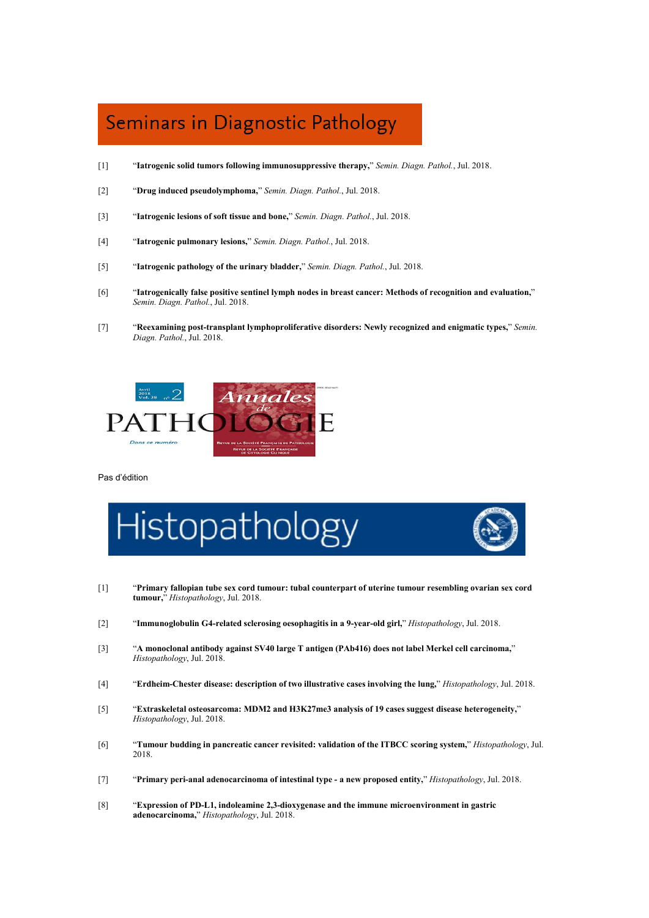## Seminars in Diagnostic Pathology

[1] "**Iatrogenic solid tumors following immunosuppressive therapy,**" *Semin. Diagn. Pathol.*, Jul. 2018.

[2] "**Drug induced pseudolymphoma,**" *Semin. Diagn. Pathol.*, Jul. 2018.

[3] "**Iatrogenic lesions of soft tissue and bone,**" *Semin. Diagn. Pathol.*, Jul. 2018.

[4] "**Iatrogenic pulmonary lesions,**" *Semin. Diagn. Pathol.*, Jul. 2018.

[5] "**Iatrogenic pathology of the urinary bladder,**" *Semin. Diagn. Pathol.*, Jul. 2018.

[6] "**Iatrogenically false positive sentinel lymph nodes in breast cancer: Methods of recognition and evaluation,**" *Semin. Diagn. Pathol.*, Jul. 2018.

[7] "**Reexamining post-transplant lymphoproliferative disorders: Newly recognized and enigmatic types,**" *Semin. Diagn. Pathol.*, Jul. 2018.

## Annales de Pathologie

Pas d'édition

## Histopathology

[1] "**Primary fallopian tube sex cord tumour: tubal counterpart of uterine tumour resembling ovarian sex cord tumour,**" *Histopathology*, Jul. 2018.

[2] "**Immunoglobulin G4-related sclerosing oesophagitis in a 9-year-old girl,**" *Histopathology*, Jul. 2018.

[3] "**A monoclonal antibody against SV40 large T antigen (PAb416) does not label Merkel cell carcinoma,**" *Histopathology*, Jul. 2018.

[4] "**Erdheim-Chester disease: description of two illustrative cases involving the lung,**" *Histopathology*, Jul. 2018.

[5] "**Extraskeletal osteosarcoma: MDM2 and H3K27me3 analysis of 19 cases suggest disease heterogeneity,**" *Histopathology*, Jul. 2018.

[6] "**Tumour budding in pancreatic cancer revisited: validation of the ITBCC scoring system,**" *Histopathology*, Jul. 2018.

[7] "**Primary peri-anal adenocarcinoma of intestinal type - a new proposed entity,**" *Histopathology*, Jul. 2018.

[8] "**Expression of PD-L1, indoleamine 2,3-dioxygenase and the immune microenvironment in gastric adenocarcinoma,**" *Histopathology*, Jul. 2018.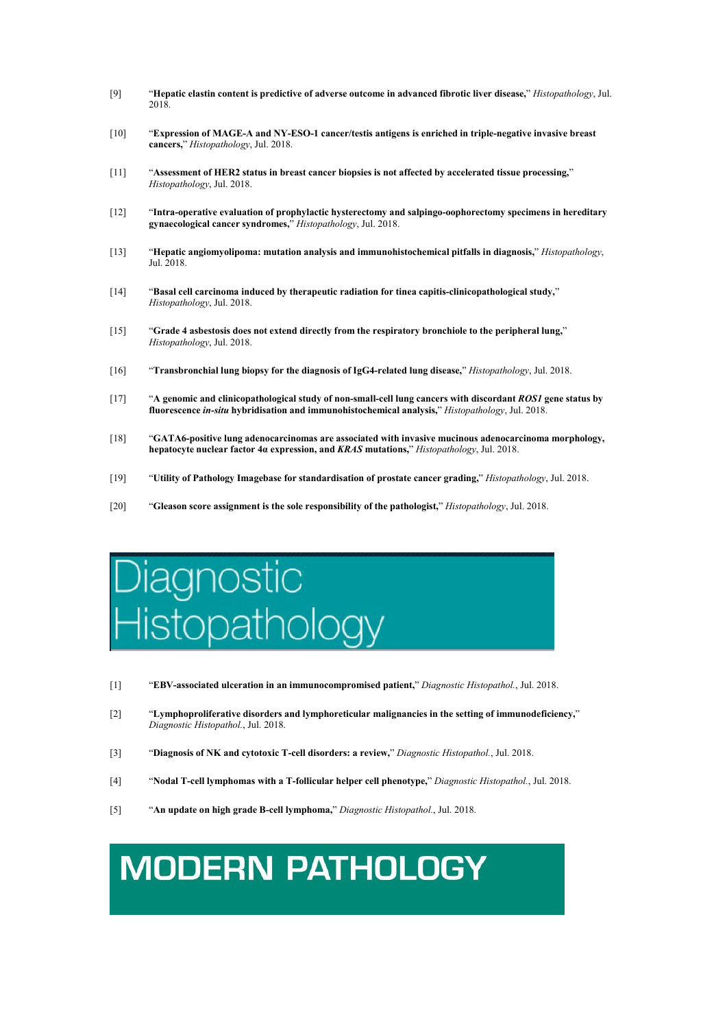[9] "**Hepatic elastin content is predictive of adverse outcome in advanced fibrotic liver disease,**" *Histopathology*, Jul. 2018.

[10] "**Expression of MAGE-A and NY-ESO-1 cancer/testis antigens is enriched in triple-negative invasive breast cancers,**" *Histopathology*, Jul. 2018.

[11] "**Assessment of HER2 status in breast cancer biopsies is not affected by accelerated tissue processing,**" *Histopathology*, Jul. 2018.

[12] "**Intra-operative evaluation of prophylactic hysterectomy and salpingo-oophorectomy specimens in hereditary gynaecological cancer syndromes,**" *Histopathology*, Jul. 2018.

[13] "**Hepatic angiomyolipoma: mutation analysis and immunohistochemical pitfalls in diagnosis,**" *Histopathology*, Jul. 2018.

[14] "**Basal cell carcinoma induced by therapeutic radiation for tinea capitis-clinicopathological study,**" *Histopathology*, Jul. 2018.

[15] "**Grade 4 asbestosis does not extend directly from the respiratory bronchiole to the peripheral lung,**" *Histopathology*, Jul. 2018.

[16] "**Transbronchial lung biopsy for the diagnosis of IgG4-related lung disease,**" *Histopathology*, Jul. 2018.

[17] "**A genomic and clinicopathological study of non-small-cell lung cancers with discordant *ROS1* gene status by fluorescence *in-situ* hybridisation and immunohistochemical analysis,**" *Histopathology*, Jul. 2018.

[18] "**GATA6-positive lung adenocarcinomas are associated with invasive mucinous adenocarcinoma morphology, hepatocyte nuclear factor 4α expression, and *KRAS* mutations,**" *Histopathology*, Jul. 2018.

[19] "**Utility of Pathology Imagebase for standardisation of prostate cancer grading,**" *Histopathology*, Jul. 2018.

[20] "**Gleason score assignment is the sole responsibility of the pathologist,**" *Histopathology*, Jul. 2018.

# Diagnostic Histopathology

[1] "**EBV-associated ulceration in an immunocompromised patient,**" *Diagnostic Histopathol.*, Jul. 2018.

[2] "**Lymphoproliferative disorders and lymphoreticular malignancies in the setting of immunodeficiency,**" *Diagnostic Histopathol.*, Jul. 2018.

[3] "**Diagnosis of NK and cytotoxic T-cell disorders: a review,**" *Diagnostic Histopathol.*, Jul. 2018.

[4] "**Nodal T-cell lymphomas with a T-follicular helper cell phenotype,**" *Diagnostic Histopathol.*, Jul. 2018.

[5] "**An update on high grade B-cell lymphoma,**" *Diagnostic Histopathol.*, Jul. 2018.

# MODERN PATHOLOGY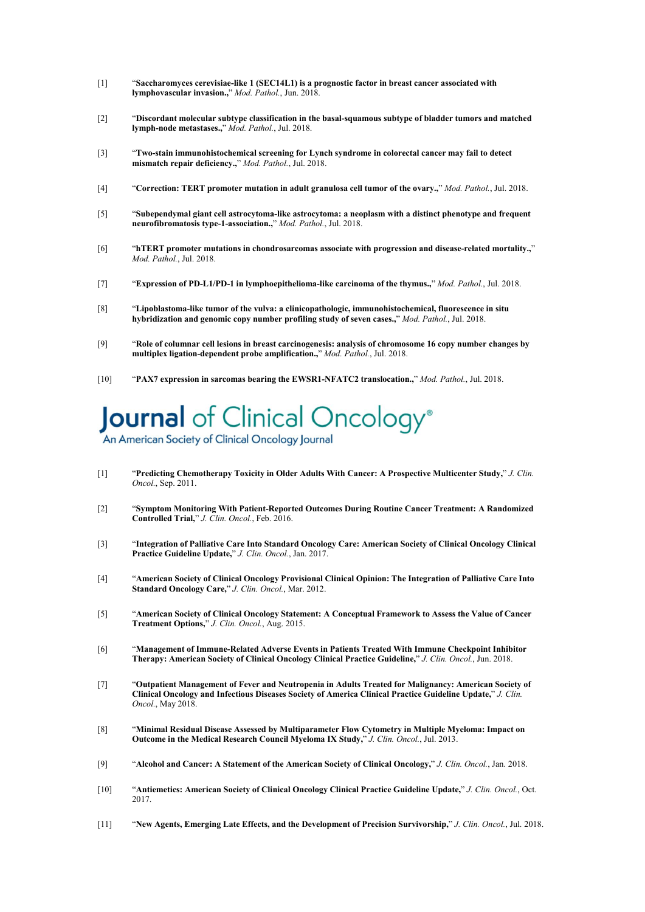[1] "**Saccharomyces cerevisiae-like 1 (SEC14L1) is a prognostic factor in breast cancer associated with lymphovascular invasion.,**" *Mod. Pathol.*, Jun. 2018.

[2] "**Discordant molecular subtype classification in the basal-squamous subtype of bladder tumors and matched lymph-node metastases.,**" *Mod. Pathol.*, Jul. 2018.

[3] "**Two-stain immunohistochemical screening for Lynch syndrome in colorectal cancer may fail to detect mismatch repair deficiency.,**" *Mod. Pathol.*, Jul. 2018.

[4] "**Correction: TERT promoter mutation in adult granulosa cell tumor of the ovary.,**" *Mod. Pathol.*, Jul. 2018.

[5] "**Subependymal giant cell astrocytoma-like astrocytoma: a neoplasm with a distinct phenotype and frequent neurofibromatosis type-1-association.,**" *Mod. Pathol.*, Jul. 2018.

[6] "**hTERT promoter mutations in chondrosarcomas associate with progression and disease-related mortality.,**" *Mod. Pathol.*, Jul. 2018.

[7] "**Expression of PD-L1/PD-1 in lymphoepithelioma-like carcinoma of the thymus.,**" *Mod. Pathol.*, Jul. 2018.

[8] "**Lipoblastoma-like tumor of the vulva: a clinicopathologic, immunohistochemical, fluorescence in situ hybridization and genomic copy number profiling study of seven cases.,**" *Mod. Pathol.*, Jul. 2018.

[9] "**Role of columnar cell lesions in breast carcinogenesis: analysis of chromosome 16 copy number changes by multiplex ligation-dependent probe amplification.,**" *Mod. Pathol.*, Jul. 2018.

[10] "**PAX7 expression in sarcomas bearing the EWSR1-NFATC2 translocation.,**" *Mod. Pathol.*, Jul. 2018.

# Journal of Clinical Oncology®

An American Society of Clinical Oncology Journal

[1] "**Predicting Chemotherapy Toxicity in Older Adults With Cancer: A Prospective Multicenter Study,**" *J. Clin. Oncol.*, Sep. 2011.

[2] "**Symptom Monitoring With Patient-Reported Outcomes During Routine Cancer Treatment: A Randomized Controlled Trial,**" *J. Clin. Oncol.*, Feb. 2016.

[3] "**Integration of Palliative Care Into Standard Oncology Care: American Society of Clinical Oncology Clinical Practice Guideline Update,**" *J. Clin. Oncol.*, Jan. 2017.

[4] "**American Society of Clinical Oncology Provisional Clinical Opinion: The Integration of Palliative Care Into Standard Oncology Care,**" *J. Clin. Oncol.*, Mar. 2012.

[5] "**American Society of Clinical Oncology Statement: A Conceptual Framework to Assess the Value of Cancer Treatment Options,**" *J. Clin. Oncol.*, Aug. 2015.

[6] "**Management of Immune-Related Adverse Events in Patients Treated With Immune Checkpoint Inhibitor Therapy: American Society of Clinical Oncology Clinical Practice Guideline,**" *J. Clin. Oncol.*, Jun. 2018.

[7] "**Outpatient Management of Fever and Neutropenia in Adults Treated for Malignancy: American Society of Clinical Oncology and Infectious Diseases Society of America Clinical Practice Guideline Update,**" *J. Clin. Oncol.*, May 2018.

[8] "**Minimal Residual Disease Assessed by Multiparameter Flow Cytometry in Multiple Myeloma: Impact on Outcome in the Medical Research Council Myeloma IX Study,**" *J. Clin. Oncol.*, Jul. 2013.

[9] "**Alcohol and Cancer: A Statement of the American Society of Clinical Oncology,**" *J. Clin. Oncol.*, Jan. 2018.

[10] "**Antiemetics: American Society of Clinical Oncology Clinical Practice Guideline Update,**" *J. Clin. Oncol.*, Oct. 2017.

[11] "**New Agents, Emerging Late Effects, and the Development of Precision Survivorship,**" *J. Clin. Oncol.*, Jul. 2018.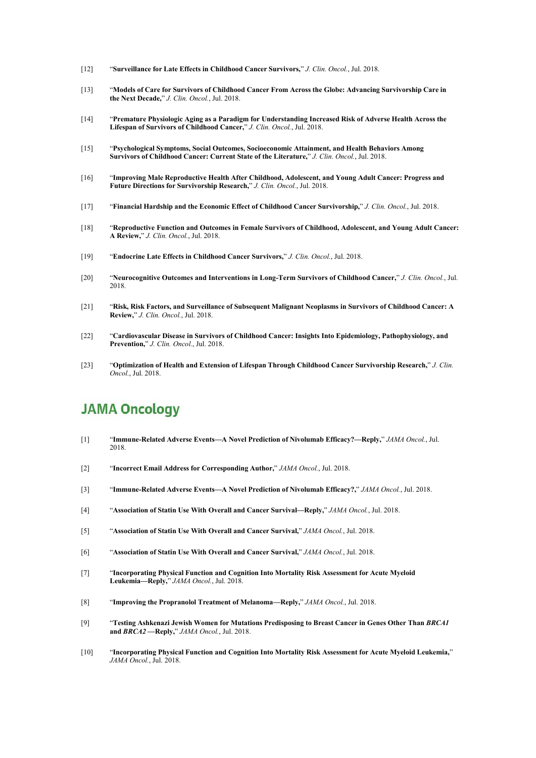[12] "**Surveillance for Late Effects in Childhood Cancer Survivors,**" *J. Clin. Oncol.*, Jul. 2018.

[13] "**Models of Care for Survivors of Childhood Cancer From Across the Globe: Advancing Survivorship Care in the Next Decade,**" *J. Clin. Oncol.*, Jul. 2018.

[14] "**Premature Physiologic Aging as a Paradigm for Understanding Increased Risk of Adverse Health Across the Lifespan of Survivors of Childhood Cancer,**" *J. Clin. Oncol.*, Jul. 2018.

[15] "**Psychological Symptoms, Social Outcomes, Socioeconomic Attainment, and Health Behaviors Among Survivors of Childhood Cancer: Current State of the Literature,**" *J. Clin. Oncol.*, Jul. 2018.

[16] "**Improving Male Reproductive Health After Childhood, Adolescent, and Young Adult Cancer: Progress and Future Directions for Survivorship Research,**" *J. Clin. Oncol.*, Jul. 2018.

[17] "**Financial Hardship and the Economic Effect of Childhood Cancer Survivorship,**" *J. Clin. Oncol.*, Jul. 2018.

[18] "**Reproductive Function and Outcomes in Female Survivors of Childhood, Adolescent, and Young Adult Cancer: A Review,**" *J. Clin. Oncol.*, Jul. 2018.

[19] "**Endocrine Late Effects in Childhood Cancer Survivors,**" *J. Clin. Oncol.*, Jul. 2018.

[20] "**Neurocognitive Outcomes and Interventions in Long-Term Survivors of Childhood Cancer,**" *J. Clin. Oncol.*, Jul. 2018.

[21] "**Risk, Risk Factors, and Surveillance of Subsequent Malignant Neoplasms in Survivors of Childhood Cancer: A Review,**" *J. Clin. Oncol.*, Jul. 2018.

[22] "**Cardiovascular Disease in Survivors of Childhood Cancer: Insights Into Epidemiology, Pathophysiology, and Prevention,**" *J. Clin. Oncol.*, Jul. 2018.

[23] "**Optimization of Health and Extension of Lifespan Through Childhood Cancer Survivorship Research,**" *J. Clin. Oncol.*, Jul. 2018.

## JAMA Oncology

[1] "**Immune-Related Adverse Events—A Novel Prediction of Nivolumab Efficacy?—Reply,**" *JAMA Oncol.*, Jul. 2018.

[2] "**Incorrect Email Address for Corresponding Author,**" *JAMA Oncol.*, Jul. 2018.

[3] "**Immune-Related Adverse Events—A Novel Prediction of Nivolumab Efficacy?,**" *JAMA Oncol.*, Jul. 2018.

[4] "**Association of Statin Use With Overall and Cancer Survival—Reply,**" *JAMA Oncol.*, Jul. 2018.

[5] "**Association of Statin Use With Overall and Cancer Survival,**" *JAMA Oncol.*, Jul. 2018.

[6] "**Association of Statin Use With Overall and Cancer Survival,**" *JAMA Oncol.*, Jul. 2018.

[7] "**Incorporating Physical Function and Cognition Into Mortality Risk Assessment for Acute Myeloid Leukemia—Reply,**" *JAMA Oncol.*, Jul. 2018.

[8] "**Improving the Propranolol Treatment of Melanoma—Reply,**" *JAMA Oncol.*, Jul. 2018.

[9] "**Testing Ashkenazi Jewish Women for Mutations Predisposing to Breast Cancer in Genes Other Than *BRCA1* and *BRCA2* —Reply,**" *JAMA Oncol.*, Jul. 2018.

[10] "**Incorporating Physical Function and Cognition Into Mortality Risk Assessment for Acute Myeloid Leukemia,**" *JAMA Oncol.*, Jul. 2018.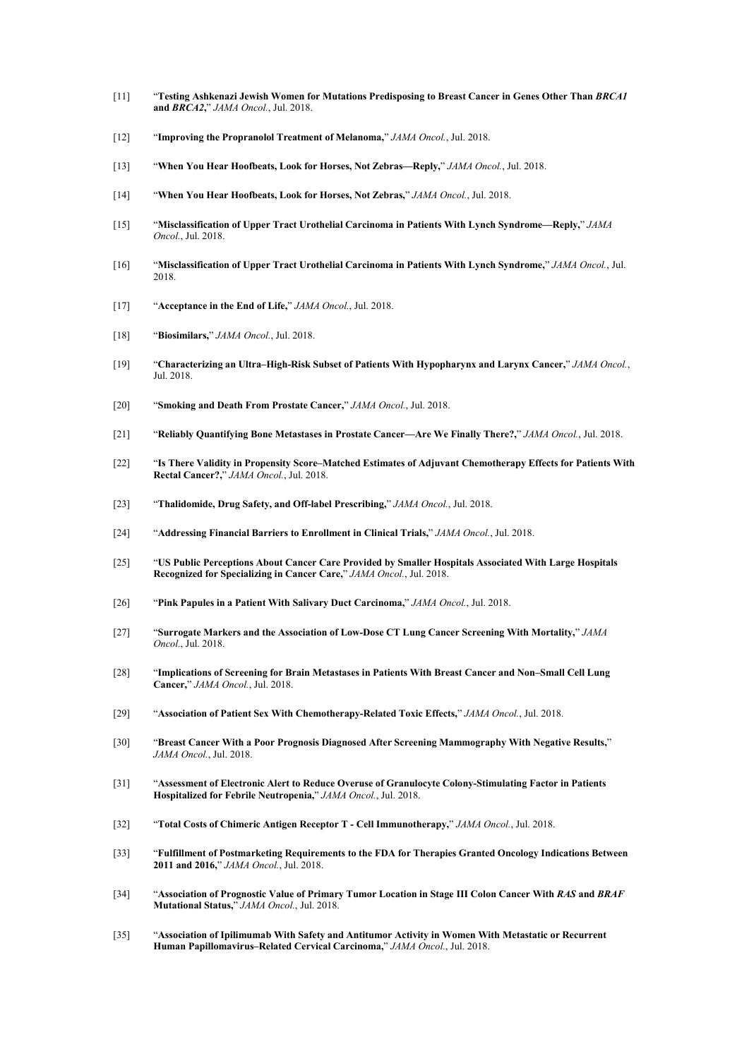[11] "**Testing Ashkenazi Jewish Women for Mutations Predisposing to Breast Cancer in Genes Other Than *BRCA1* and *BRCA2*,**" *JAMA Oncol.*, Jul. 2018.

[12] "**Improving the Propranolol Treatment of Melanoma,**" *JAMA Oncol.*, Jul. 2018.

[13] "**When You Hear Hoofbeats, Look for Horses, Not Zebras—Reply,**" *JAMA Oncol.*, Jul. 2018.

[14] "**When You Hear Hoofbeats, Look for Horses, Not Zebras,**" *JAMA Oncol.*, Jul. 2018.

[15] "**Misclassification of Upper Tract Urothelial Carcinoma in Patients With Lynch Syndrome—Reply,**" *JAMA Oncol.*, Jul. 2018.

[16] "**Misclassification of Upper Tract Urothelial Carcinoma in Patients With Lynch Syndrome,**" *JAMA Oncol.*, Jul. 2018.

[17] "**Acceptance in the End of Life,**" *JAMA Oncol.*, Jul. 2018.

[18] "**Biosimilars,**" *JAMA Oncol.*, Jul. 2018.

[19] "**Characterizing an Ultra–High-Risk Subset of Patients With Hypopharynx and Larynx Cancer,**" *JAMA Oncol.*, Jul. 2018.

[20] "**Smoking and Death From Prostate Cancer,**" *JAMA Oncol.*, Jul. 2018.

[21] "**Reliably Quantifying Bone Metastases in Prostate Cancer—Are We Finally There?,**" *JAMA Oncol.*, Jul. 2018.

[22] "**Is There Validity in Propensity Score–Matched Estimates of Adjuvant Chemotherapy Effects for Patients With Rectal Cancer?,**" *JAMA Oncol.*, Jul. 2018.

[23] "**Thalidomide, Drug Safety, and Off-label Prescribing,**" *JAMA Oncol.*, Jul. 2018.

[24] "**Addressing Financial Barriers to Enrollment in Clinical Trials,**" *JAMA Oncol.*, Jul. 2018.

[25] "**US Public Perceptions About Cancer Care Provided by Smaller Hospitals Associated With Large Hospitals Recognized for Specializing in Cancer Care,**" *JAMA Oncol.*, Jul. 2018.

[26] "**Pink Papules in a Patient With Salivary Duct Carcinoma,**" *JAMA Oncol.*, Jul. 2018.

[27] "**Surrogate Markers and the Association of Low-Dose CT Lung Cancer Screening With Mortality,**" *JAMA Oncol.*, Jul. 2018.

[28] "**Implications of Screening for Brain Metastases in Patients With Breast Cancer and Non–Small Cell Lung Cancer,**" *JAMA Oncol.*, Jul. 2018.

[29] "**Association of Patient Sex With Chemotherapy-Related Toxic Effects,**" *JAMA Oncol.*, Jul. 2018.

[30] "**Breast Cancer With a Poor Prognosis Diagnosed After Screening Mammography With Negative Results,**" *JAMA Oncol.*, Jul. 2018.

[31] "**Assessment of Electronic Alert to Reduce Overuse of Granulocyte Colony-Stimulating Factor in Patients Hospitalized for Febrile Neutropenia,**" *JAMA Oncol.*, Jul. 2018.

[32] "**Total Costs of Chimeric Antigen Receptor T - Cell Immunotherapy,**" *JAMA Oncol.*, Jul. 2018.

[33] "**Fulfillment of Postmarketing Requirements to the FDA for Therapies Granted Oncology Indications Between 2011 and 2016,**" *JAMA Oncol.*, Jul. 2018.

[34] "**Association of Prognostic Value of Primary Tumor Location in Stage III Colon Cancer With *RAS* and *BRAF* Mutational Status,**" *JAMA Oncol.*, Jul. 2018.

[35] "**Association of Ipilimumab With Safety and Antitumor Activity in Women With Metastatic or Recurrent Human Papillomavirus–Related Cervical Carcinoma,**" *JAMA Oncol.*, Jul. 2018.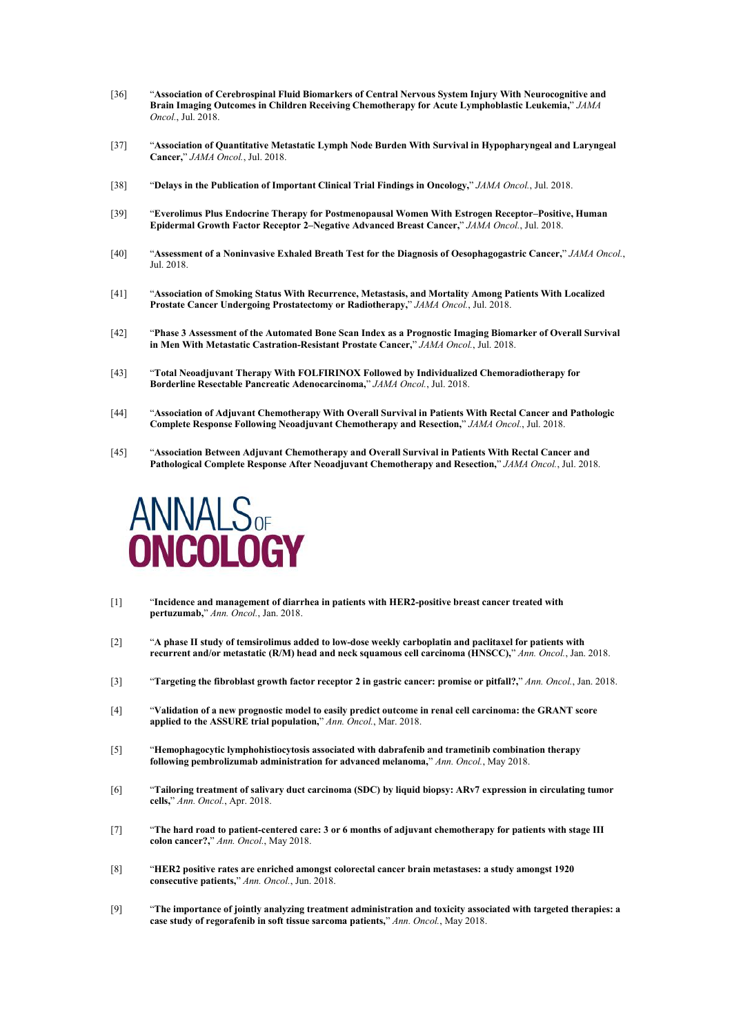[36] "**Association of Cerebrospinal Fluid Biomarkers of Central Nervous System Injury With Neurocognitive and Brain Imaging Outcomes in Children Receiving Chemotherapy for Acute Lymphoblastic Leukemia,**" *JAMA Oncol.*, Jul. 2018.

[37] "**Association of Quantitative Metastatic Lymph Node Burden With Survival in Hypopharyngeal and Laryngeal Cancer,**" *JAMA Oncol.*, Jul. 2018.

[38] "**Delays in the Publication of Important Clinical Trial Findings in Oncology,**" *JAMA Oncol.*, Jul. 2018.

[39] "**Everolimus Plus Endocrine Therapy for Postmenopausal Women With Estrogen Receptor–Positive, Human Epidermal Growth Factor Receptor 2–Negative Advanced Breast Cancer,**" *JAMA Oncol.*, Jul. 2018.

[40] "**Assessment of a Noninvasive Exhaled Breath Test for the Diagnosis of Oesophagogastric Cancer,**" *JAMA Oncol.*, Jul. 2018.

[41] "**Association of Smoking Status With Recurrence, Metastasis, and Mortality Among Patients With Localized Prostate Cancer Undergoing Prostatectomy or Radiotherapy,**" *JAMA Oncol.*, Jul. 2018.

[42] "**Phase 3 Assessment of the Automated Bone Scan Index as a Prognostic Imaging Biomarker of Overall Survival in Men With Metastatic Castration-Resistant Prostate Cancer,**" *JAMA Oncol.*, Jul. 2018.

[43] "**Total Neoadjuvant Therapy With FOLFIRINOX Followed by Individualized Chemoradiotherapy for Borderline Resectable Pancreatic Adenocarcinoma,**" *JAMA Oncol.*, Jul. 2018.

[44] "**Association of Adjuvant Chemotherapy With Overall Survival in Patients With Rectal Cancer and Pathologic Complete Response Following Neoadjuvant Chemotherapy and Resection,**" *JAMA Oncol.*, Jul. 2018.

[45] "**Association Between Adjuvant Chemotherapy and Overall Survival in Patients With Rectal Cancer and Pathological Complete Response After Neoadjuvant Chemotherapy and Resection,**" *JAMA Oncol.*, Jul. 2018.

# ANNALS OF ONCOLOGY

[1] "**Incidence and management of diarrhea in patients with HER2-positive breast cancer treated with pertuzumab,**" *Ann. Oncol.*, Jan. 2018.

[2] "**A phase II study of temsirolimus added to low-dose weekly carboplatin and paclitaxel for patients with recurrent and/or metastatic (R/M) head and neck squamous cell carcinoma (HNSCC),**" *Ann. Oncol.*, Jan. 2018.

[3] "**Targeting the fibroblast growth factor receptor 2 in gastric cancer: promise or pitfall?,**" *Ann. Oncol.*, Jan. 2018.

[4] "**Validation of a new prognostic model to easily predict outcome in renal cell carcinoma: the GRANT score applied to the ASSURE trial population,**" *Ann. Oncol.*, Mar. 2018.

[5] "**Hemophagocytic lymphohistiocytosis associated with dabrafenib and trametinib combination therapy following pembrolizumab administration for advanced melanoma,**" *Ann. Oncol.*, May 2018.

[6] "**Tailoring treatment of salivary duct carcinoma (SDC) by liquid biopsy: ARv7 expression in circulating tumor cells,**" *Ann. Oncol.*, Apr. 2018.

[7] "**The hard road to patient-centered care: 3 or 6 months of adjuvant chemotherapy for patients with stage III colon cancer?,**" *Ann. Oncol.*, May 2018.

[8] "**HER2 positive rates are enriched amongst colorectal cancer brain metastases: a study amongst 1920 consecutive patients,**" *Ann. Oncol.*, Jun. 2018.

[9] "**The importance of jointly analyzing treatment administration and toxicity associated with targeted therapies: a case study of regorafenib in soft tissue sarcoma patients,**" *Ann. Oncol.*, May 2018.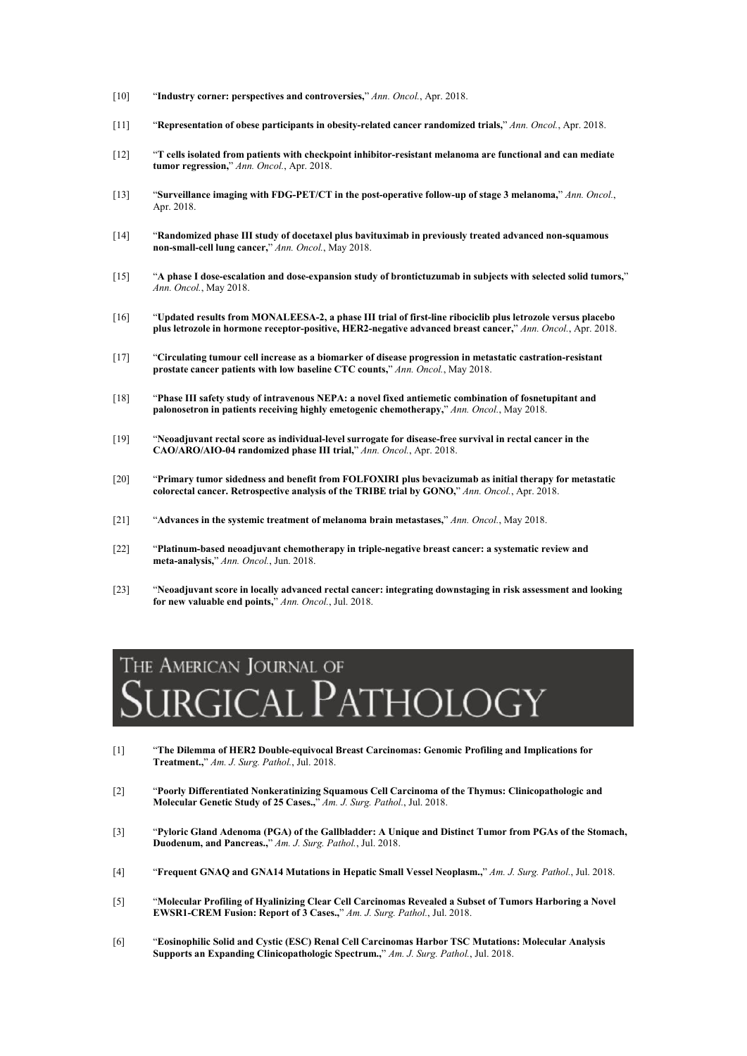[10] "**Industry corner: perspectives and controversies,**" *Ann. Oncol.*, Apr. 2018.

[11] "**Representation of obese participants in obesity-related cancer randomized trials,**" *Ann. Oncol.*, Apr. 2018.

[12] "**T cells isolated from patients with checkpoint inhibitor-resistant melanoma are functional and can mediate tumor regression,**" *Ann. Oncol.*, Apr. 2018.

[13] "**Surveillance imaging with FDG-PET/CT in the post-operative follow-up of stage 3 melanoma,**" *Ann. Oncol.*, Apr. 2018.

[14] "**Randomized phase III study of docetaxel plus bavituximab in previously treated advanced non-squamous non-small-cell lung cancer,**" *Ann. Oncol.*, May 2018.

[15] "**A phase I dose-escalation and dose-expansion study of brontictuzumab in subjects with selected solid tumors,**" *Ann. Oncol.*, May 2018.

[16] "**Updated results from MONALEESA-2, a phase III trial of first-line ribociclib plus letrozole versus placebo plus letrozole in hormone receptor-positive, HER2-negative advanced breast cancer,**" *Ann. Oncol.*, Apr. 2018.

[17] "**Circulating tumour cell increase as a biomarker of disease progression in metastatic castration-resistant prostate cancer patients with low baseline CTC counts,**" *Ann. Oncol.*, May 2018.

[18] "**Phase III safety study of intravenous NEPA: a novel fixed antiemetic combination of fosnetupitant and palonosetron in patients receiving highly emetogenic chemotherapy,**" *Ann. Oncol.*, May 2018.

[19] "**Neoadjuvant rectal score as individual-level surrogate for disease-free survival in rectal cancer in the CAO/ARO/AIO-04 randomized phase III trial,**" *Ann. Oncol.*, Apr. 2018.

[20] "**Primary tumor sidedness and benefit from FOLFOXIRI plus bevacizumab as initial therapy for metastatic colorectal cancer. Retrospective analysis of the TRIBE trial by GONO,**" *Ann. Oncol.*, Apr. 2018.

[21] "**Advances in the systemic treatment of melanoma brain metastases,**" *Ann. Oncol.*, May 2018.

[22] "**Platinum-based neoadjuvant chemotherapy in triple-negative breast cancer: a systematic review and meta-analysis,**" *Ann. Oncol.*, Jun. 2018.

[23] "**Neoadjuvant score in locally advanced rectal cancer: integrating downstaging in risk assessment and looking for new valuable end points,**" *Ann. Oncol.*, Jul. 2018.

# The American Journal of Surgical Pathology

[1] "**The Dilemma of HER2 Double-equivocal Breast Carcinomas: Genomic Profiling and Implications for Treatment.,**" *Am. J. Surg. Pathol.*, Jul. 2018.

[2] "**Poorly Differentiated Nonkeratinizing Squamous Cell Carcinoma of the Thymus: Clinicopathologic and Molecular Genetic Study of 25 Cases.,**" *Am. J. Surg. Pathol.*, Jul. 2018.

[3] "**Pyloric Gland Adenoma (PGA) of the Gallbladder: A Unique and Distinct Tumor from PGAs of the Stomach, Duodenum, and Pancreas.,**" *Am. J. Surg. Pathol.*, Jul. 2018.

[4] "**Frequent GNAQ and GNA14 Mutations in Hepatic Small Vessel Neoplasm.,**" *Am. J. Surg. Pathol.*, Jul. 2018.

[5] "**Molecular Profiling of Hyalinizing Clear Cell Carcinomas Revealed a Subset of Tumors Harboring a Novel EWSR1-CREM Fusion: Report of 3 Cases.,**" *Am. J. Surg. Pathol.*, Jul. 2018.

[6] "**Eosinophilic Solid and Cystic (ESC) Renal Cell Carcinomas Harbor TSC Mutations: Molecular Analysis Supports an Expanding Clinicopathologic Spectrum.,**" *Am. J. Surg. Pathol.*, Jul. 2018.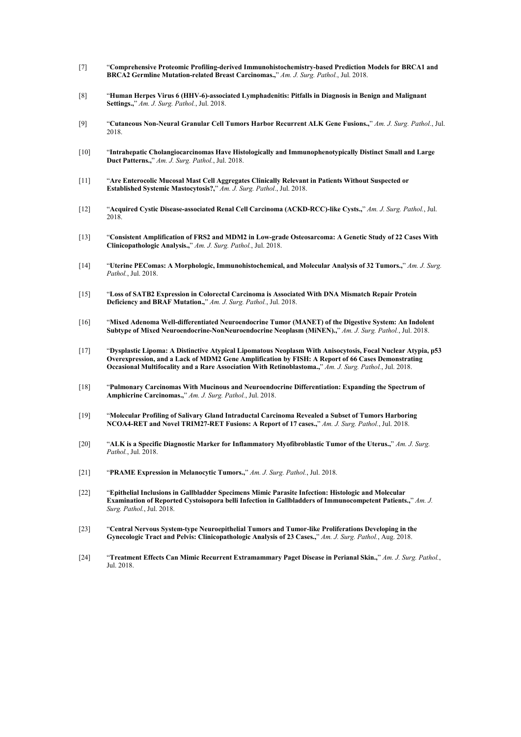[7] "**Comprehensive Proteomic Profiling-derived Immunohistochemistry-based Prediction Models for BRCA1 and BRCA2 Germline Mutation-related Breast Carcinomas.,**" *Am. J. Surg. Pathol.*, Jul. 2018.

[8] "**Human Herpes Virus 6 (HHV-6)-associated Lymphadenitis: Pitfalls in Diagnosis in Benign and Malignant Settings.,**" *Am. J. Surg. Pathol.*, Jul. 2018.

[9] "**Cutaneous Non-Neural Granular Cell Tumors Harbor Recurrent ALK Gene Fusions.,**" *Am. J. Surg. Pathol.*, Jul. 2018.

[10] "**Intrahepatic Cholangiocarcinomas Have Histologically and Immunophenotypically Distinct Small and Large Duct Patterns.,**" *Am. J. Surg. Pathol.*, Jul. 2018.

[11] "**Are Enterocolic Mucosal Mast Cell Aggregates Clinically Relevant in Patients Without Suspected or Established Systemic Mastocytosis?,**" *Am. J. Surg. Pathol.*, Jul. 2018.

[12] "**Acquired Cystic Disease-associated Renal Cell Carcinoma (ACKD-RCC)-like Cysts.,**" *Am. J. Surg. Pathol.*, Jul. 2018.

[13] "**Consistent Amplification of FRS2 and MDM2 in Low-grade Osteosarcoma: A Genetic Study of 22 Cases With Clinicopathologic Analysis.,**" *Am. J. Surg. Pathol.*, Jul. 2018.

[14] "**Uterine PEComas: A Morphologic, Immunohistochemical, and Molecular Analysis of 32 Tumors.,**" *Am. J. Surg. Pathol.*, Jul. 2018.

[15] "**Loss of SATB2 Expression in Colorectal Carcinoma is Associated With DNA Mismatch Repair Protein Deficiency and BRAF Mutation.,**" *Am. J. Surg. Pathol.*, Jul. 2018.

[16] "**Mixed Adenoma Well-differentiated Neuroendocrine Tumor (MANET) of the Digestive System: An Indolent Subtype of Mixed Neuroendocrine-NonNeuroendocrine Neoplasm (MiNEN).,**" *Am. J. Surg. Pathol.*, Jul. 2018.

[17] "**Dysplastic Lipoma: A Distinctive Atypical Lipomatous Neoplasm With Anisocytosis, Focal Nuclear Atypia, p53 Overexpression, and a Lack of MDM2 Gene Amplification by FISH: A Report of 66 Cases Demonstrating Occasional Multifocality and a Rare Association With Retinoblastoma.,**" *Am. J. Surg. Pathol.*, Jul. 2018.

[18] "**Pulmonary Carcinomas With Mucinous and Neuroendocrine Differentiation: Expanding the Spectrum of Amphicrine Carcinomas.,**" *Am. J. Surg. Pathol.*, Jul. 2018.

[19] "**Molecular Profiling of Salivary Gland Intraductal Carcinoma Revealed a Subset of Tumors Harboring NCOA4-RET and Novel TRIM27-RET Fusions: A Report of 17 cases.,**" *Am. J. Surg. Pathol.*, Jul. 2018.

[20] "**ALK is a Specific Diagnostic Marker for Inflammatory Myofibroblastic Tumor of the Uterus.,**" *Am. J. Surg. Pathol.*, Jul. 2018.

[21] "**PRAME Expression in Melanocytic Tumors.,**" *Am. J. Surg. Pathol.*, Jul. 2018.

[22] "**Epithelial Inclusions in Gallbladder Specimens Mimic Parasite Infection: Histologic and Molecular Examination of Reported Cystoisopora belli Infection in Gallbladders of Immunocompetent Patients.,**" *Am. J. Surg. Pathol.*, Jul. 2018.

[23] "**Central Nervous System-type Neuroepithelial Tumors and Tumor-like Proliferations Developing in the Gynecologic Tract and Pelvis: Clinicopathologic Analysis of 23 Cases.,**" *Am. J. Surg. Pathol.*, Aug. 2018.

[24] "**Treatment Effects Can Mimic Recurrent Extramammary Paget Disease in Perianal Skin.,**" *Am. J. Surg. Pathol.*, Jul. 2018.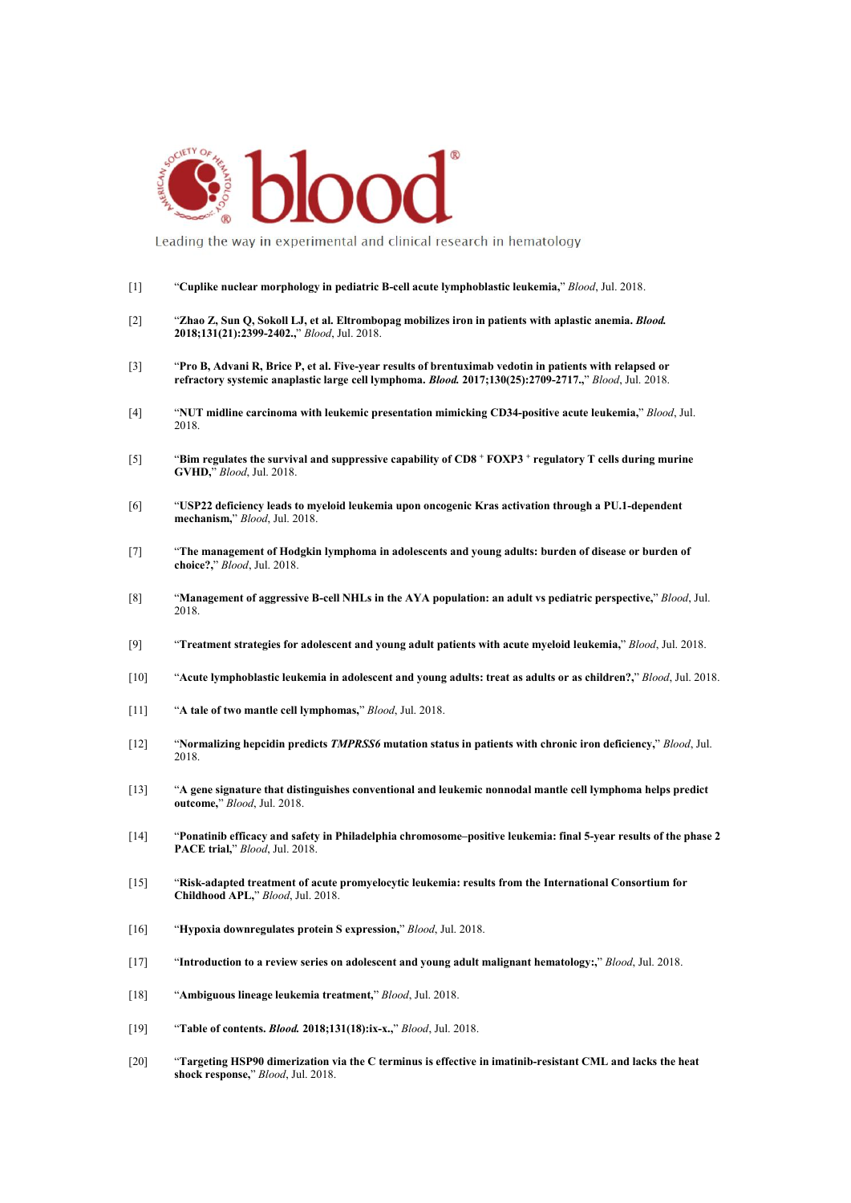Leading the way in experimental and clinical research in hematology

[1] "**Cuplike nuclear morphology in pediatric B-cell acute lymphoblastic leukemia,**" *Blood*, Jul. 2018.

[2] "**Zhao Z, Sun Q, Sokoll LJ, et al. Eltrombopag mobilizes iron in patients with aplastic anemia. *Blood.* 2018;131(21):2399-2402.,**" *Blood*, Jul. 2018.

[3] "**Pro B, Advani R, Brice P, et al. Five-year results of brentuximab vedotin in patients with relapsed or refractory systemic anaplastic large cell lymphoma. *Blood.* 2017;130(25):2709-2717.,**" *Blood*, Jul. 2018.

[4] "**NUT midline carcinoma with leukemic presentation mimicking CD34-positive acute leukemia,**" *Blood*, Jul. 2018.

[5] "**Bim regulates the survival and suppressive capability of CD8 $^{+}$ FOXP3 $^{+}$ regulatory T cells during murine GVHD,**" *Blood*, Jul. 2018.

[6] "**USP22 deficiency leads to myeloid leukemia upon oncogenic Kras activation through a PU.1-dependent mechanism,**" *Blood*, Jul. 2018.

[7] "**The management of Hodgkin lymphoma in adolescents and young adults: burden of disease or burden of choice?,**" *Blood*, Jul. 2018.

[8] "**Management of aggressive B-cell NHLs in the AYA population: an adult vs pediatric perspective,**" *Blood*, Jul. 2018.

[9] "**Treatment strategies for adolescent and young adult patients with acute myeloid leukemia,**" *Blood*, Jul. 2018.

[10] "**Acute lymphoblastic leukemia in adolescent and young adults: treat as adults or as children?,**" *Blood*, Jul. 2018.

[11] "**A tale of two mantle cell lymphomas,**" *Blood*, Jul. 2018.

[12] "**Normalizing hepcidin predicts *TMPRSS6* mutation status in patients with chronic iron deficiency,**" *Blood*, Jul. 2018.

[13] "**A gene signature that distinguishes conventional and leukemic nonnodal mantle cell lymphoma helps predict outcome,**" *Blood*, Jul. 2018.

[14] "**Ponatinib efficacy and safety in Philadelphia chromosome–positive leukemia: final 5-year results of the phase 2 PACE trial,**" *Blood*, Jul. 2018.

[15] "**Risk-adapted treatment of acute promyelocytic leukemia: results from the International Consortium for Childhood APL,**" *Blood*, Jul. 2018.

[16] "**Hypoxia downregulates protein S expression,**" *Blood*, Jul. 2018.

[17] "**Introduction to a review series on adolescent and young adult malignant hematology:,**" *Blood*, Jul. 2018.

[18] "**Ambiguous lineage leukemia treatment,**" *Blood*, Jul. 2018.

[19] "**Table of contents. *Blood.* 2018;131(18):ix-x.,**" *Blood*, Jul. 2018.

[20] "**Targeting HSP90 dimerization via the C terminus is effective in imatinib-resistant CML and lacks the heat shock response,**" *Blood*, Jul. 2018.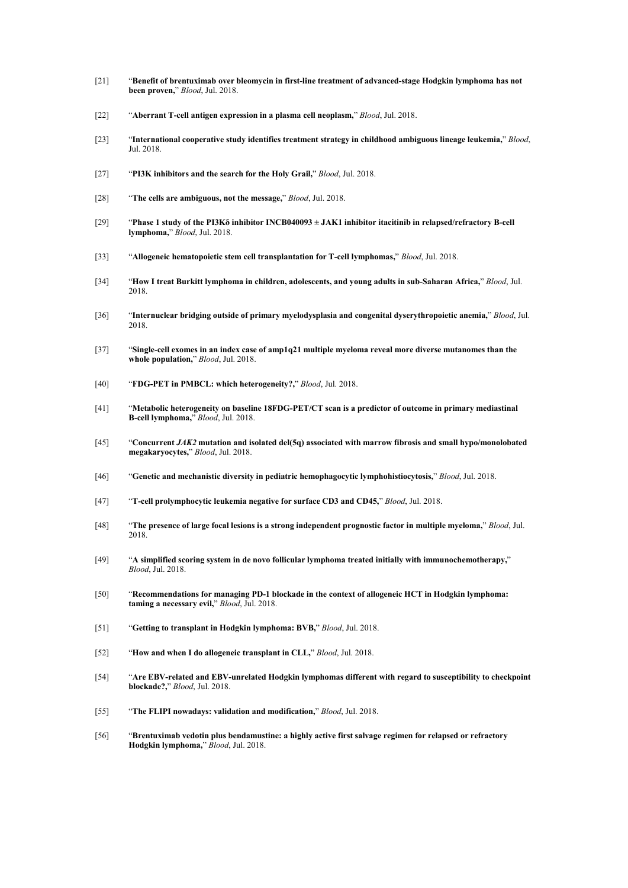[21] "**Benefit of brentuximab over bleomycin in first-line treatment of advanced-stage Hodgkin lymphoma has not been proven,**" *Blood*, Jul. 2018.

[22] "**Aberrant T-cell antigen expression in a plasma cell neoplasm,**" *Blood*, Jul. 2018.

[23] "**International cooperative study identifies treatment strategy in childhood ambiguous lineage leukemia,**" *Blood*, Jul. 2018.

[27] "**PI3K inhibitors and the search for the Holy Grail,**" *Blood*, Jul. 2018.

[28] "**The cells are ambiguous, not the message,**" *Blood*, Jul. 2018.

[29] "**Phase 1 study of the PI3Kδ inhibitor INCB040093 ± JAK1 inhibitor itacitinib in relapsed/refractory B-cell lymphoma,**" *Blood*, Jul. 2018.

[33] "**Allogeneic hematopoietic stem cell transplantation for T-cell lymphomas,**" *Blood*, Jul. 2018.

[34] "**How I treat Burkitt lymphoma in children, adolescents, and young adults in sub-Saharan Africa,**" *Blood*, Jul. 2018.

[36] "**Internuclear bridging outside of primary myelodysplasia and congenital dyserythropoietic anemia,**" *Blood*, Jul. 2018.

[37] "**Single-cell exomes in an index case of amp1q21 multiple myeloma reveal more diverse mutanomes than the whole population,**" *Blood*, Jul. 2018.

[40] "**FDG-PET in PMBCL: which heterogeneity?,**" *Blood*, Jul. 2018.

[41] "**Metabolic heterogeneity on baseline 18FDG-PET/CT scan is a predictor of outcome in primary mediastinal B-cell lymphoma,**" *Blood*, Jul. 2018.

[45] "**Concurrent *JAK2* mutation and isolated del(5q) associated with marrow fibrosis and small hypo/monolobated megakaryocytes,**" *Blood*, Jul. 2018.

[46] "**Genetic and mechanistic diversity in pediatric hemophagocytic lymphohistiocytosis,**" *Blood*, Jul. 2018.

[47] "**T-cell prolymphocytic leukemia negative for surface CD3 and CD45,**" *Blood*, Jul. 2018.

[48] "**The presence of large focal lesions is a strong independent prognostic factor in multiple myeloma,**" *Blood*, Jul. 2018.

[49] "**A simplified scoring system in de novo follicular lymphoma treated initially with immunochemotherapy,**" *Blood*, Jul. 2018.

[50] "**Recommendations for managing PD-1 blockade in the context of allogeneic HCT in Hodgkin lymphoma: taming a necessary evil,**" *Blood*, Jul. 2018.

[51] "**Getting to transplant in Hodgkin lymphoma: BVB,**" *Blood*, Jul. 2018.

[52] "**How and when I do allogeneic transplant in CLL,**" *Blood*, Jul. 2018.

[54] "**Are EBV-related and EBV-unrelated Hodgkin lymphomas different with regard to susceptibility to checkpoint blockade?,**" *Blood*, Jul. 2018.

[55] "**The FLIPI nowadays: validation and modification,**" *Blood*, Jul. 2018.

[56] "**Brentuximab vedotin plus bendamustine: a highly active first salvage regimen for relapsed or refractory Hodgkin lymphoma,**" *Blood*, Jul. 2018.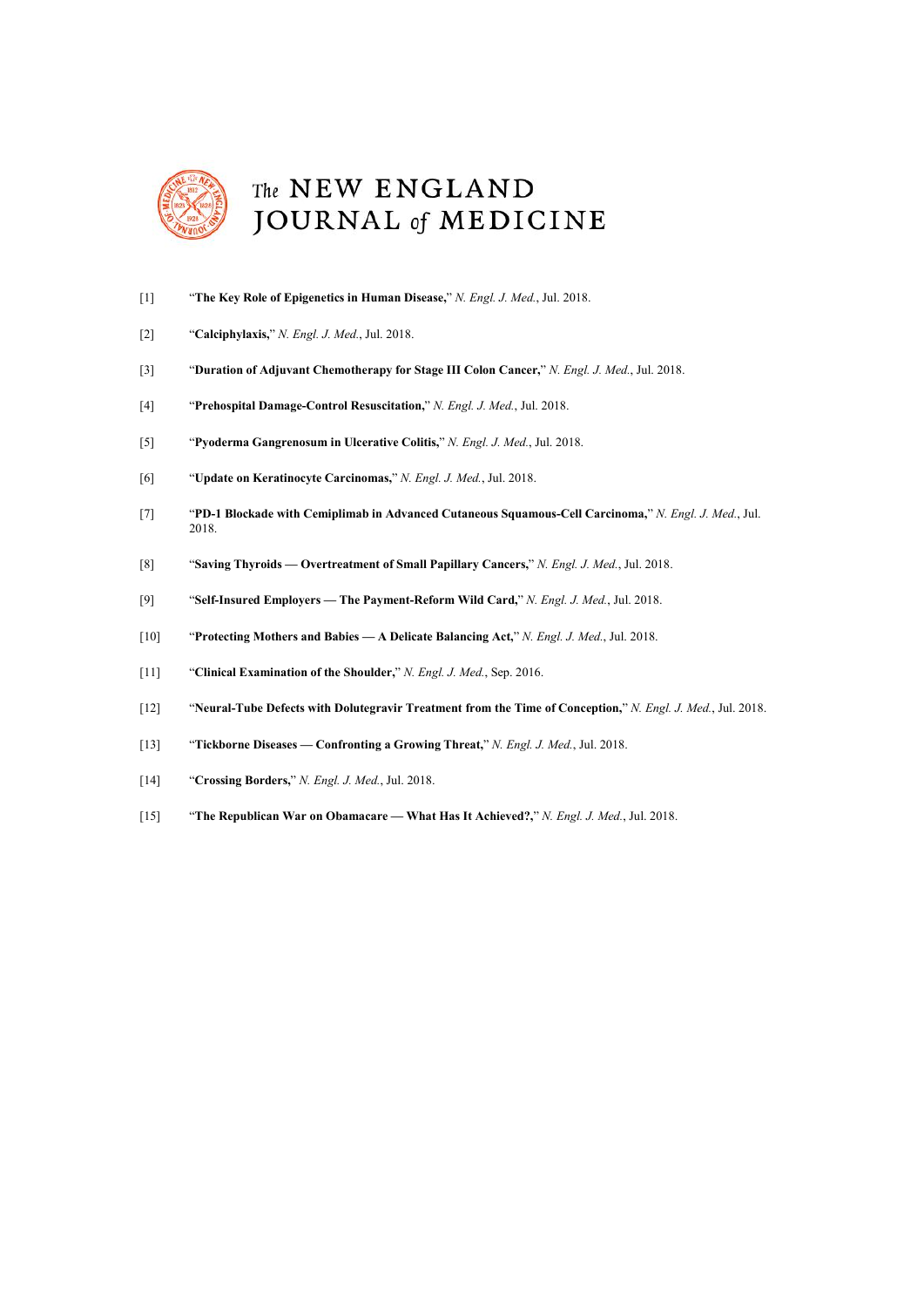# The NEW ENGLAND JOURNAL of MEDICINE

[1] "**The Key Role of Epigenetics in Human Disease,**" *N. Engl. J. Med.*, Jul. 2018.

[2] "**Calciphylaxis,**" *N. Engl. J. Med.*, Jul. 2018.

[3] "**Duration of Adjuvant Chemotherapy for Stage III Colon Cancer,**" *N. Engl. J. Med.*, Jul. 2018.

[4] "**Prehospital Damage-Control Resuscitation,**" *N. Engl. J. Med.*, Jul. 2018.

[5] "**Pyoderma Gangrenosum in Ulcerative Colitis,**" *N. Engl. J. Med.*, Jul. 2018.

[6] "**Update on Keratinocyte Carcinomas,**" *N. Engl. J. Med.*, Jul. 2018.

[7] "**PD-1 Blockade with Cemiplimab in Advanced Cutaneous Squamous-Cell Carcinoma,**" *N. Engl. J. Med.*, Jul. 2018.

[8] "**Saving Thyroids — Overtreatment of Small Papillary Cancers,**" *N. Engl. J. Med.*, Jul. 2018.

[9] "**Self-Insured Employers — The Payment-Reform Wild Card,**" *N. Engl. J. Med.*, Jul. 2018.

[10] "**Protecting Mothers and Babies — A Delicate Balancing Act,**" *N. Engl. J. Med.*, Jul. 2018.

[11] "**Clinical Examination of the Shoulder,**" *N. Engl. J. Med.*, Sep. 2016.

[12] "**Neural-Tube Defects with Dolutegravir Treatment from the Time of Conception,**" *N. Engl. J. Med.*, Jul. 2018.

[13] "**Tickborne Diseases — Confronting a Growing Threat,**" *N. Engl. J. Med.*, Jul. 2018.

[14] "**Crossing Borders,**" *N. Engl. J. Med.*, Jul. 2018.

[15] "**The Republican War on Obamacare — What Has It Achieved?,**" *N. Engl. J. Med.*, Jul. 2018.